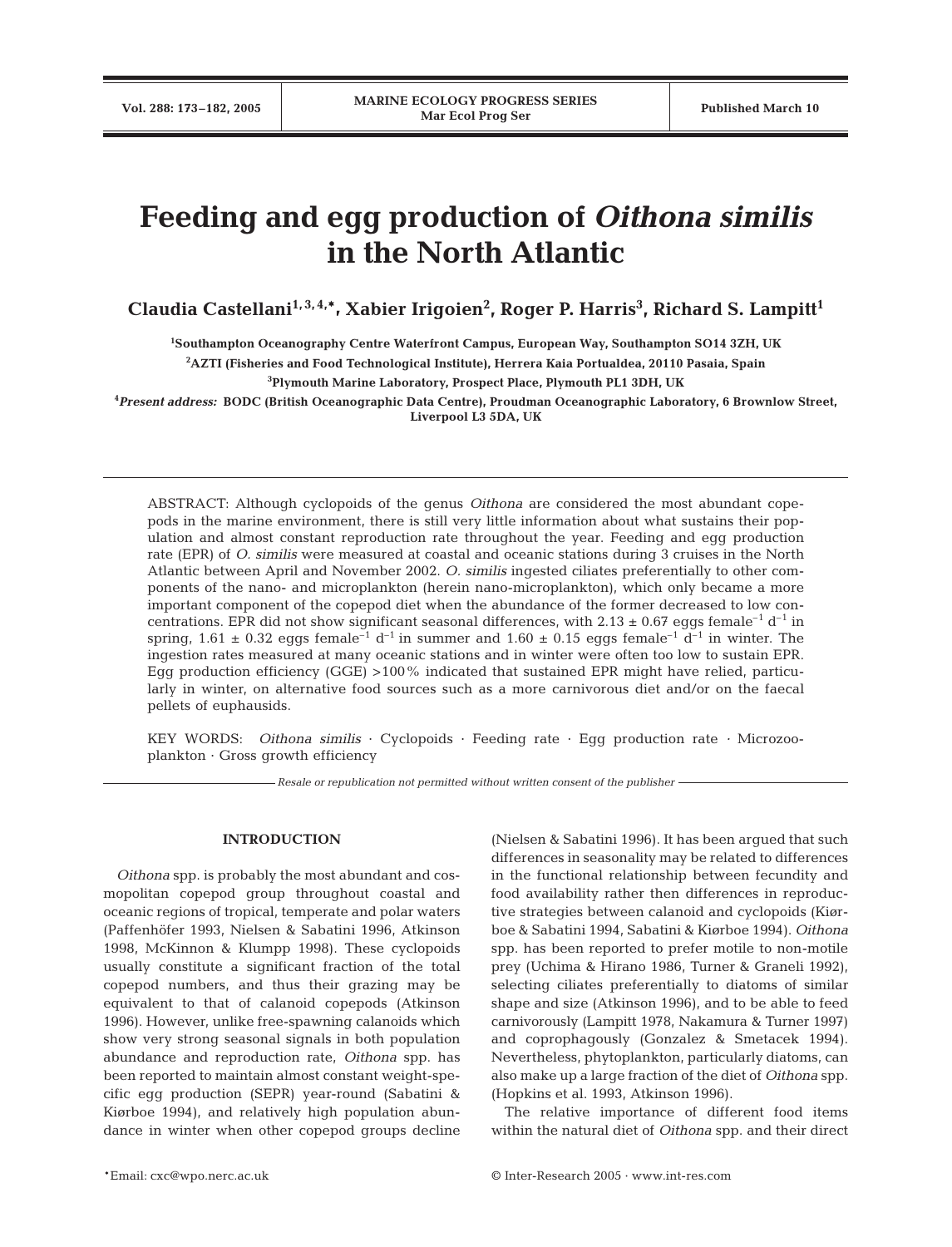# Feeding and egg production of *Oithona similis* in the North Atlantic

**Claudia Castellani[1,3,4,*], Xabier Irigoien[2], Roger P. Harris[3], Richard S. Lampitt[1]**

[1]Southampton Oceanography Centre Waterfront Campus, European Way, Southampton SO14 3ZH, UK

[2]AZTI (Fisheries and Food Technological Institute), Herrera Kaia Portualdea, 20110 Pasaia, Spain

[3]Plymouth Marine Laboratory, Prospect Place, Plymouth PL1 3DH, UK

[4]*Present address:* BODC (British Oceanographic Data Centre), Proudman Oceanographic Laboratory, 6 Brownlow Street, Liverpool L3 5DA, UK

ABSTRACT: Although cyclopoids of the genus *Oithona* are considered the most abundant copepods in the marine environment, there is still very little information about what sustains their population and almost constant reproduction rate throughout the year. Feeding and egg production rate (EPR) of *O. similis* were measured at coastal and oceanic stations during 3 cruises in the North Atlantic between April and November 2002. *O. similis* ingested ciliates preferentially to other components of the nano- and microplankton (herein nano-microplankton), which only became a more important component of the copepod diet when the abundance of the former decreased to low concentrations. EPR did not show significant seasonal differences, with 2.13 ± 0.67 eggs female$^{-1}$ d$^{-1}$ in spring, 1.61 ± 0.32 eggs female$^{-1}$ d$^{-1}$ in summer and 1.60 ± 0.15 eggs female$^{-1}$ d$^{-1}$ in winter. The ingestion rates measured at many oceanic stations and in winter were often too low to sustain EPR. Egg production efficiency (GGE) >100% indicated that sustained EPR might have relied, particularly in winter, on alternative food sources such as a more carnivorous diet and/or on the faecal pellets of euphausids.

KEY WORDS: *Oithona similis* · Cyclopoids · Feeding rate · Egg production rate · Microzooplankton · Gross growth efficiency

*Resale or republication not permitted without written consent of the publisher*

## INTRODUCTION

*Oithona* spp. is probably the most abundant and cosmopolitan copepod group throughout coastal and oceanic regions of tropical, temperate and polar waters (Paffenhöfer 1993, Nielsen & Sabatini 1996, Atkinson 1998, McKinnon & Klumpp 1998). These cyclopoids usually constitute a significant fraction of the total copepod numbers, and thus their grazing may be equivalent to that of calanoid copepods (Atkinson 1996). However, unlike free-spawning calanoids which show very strong seasonal signals in both population abundance and reproduction rate, *Oithona* spp. has been reported to maintain almost constant weight-specific egg production (SEPR) year-round (Sabatini & Kiørboe 1994), and relatively high population abundance in winter when other copepod groups decline (Nielsen & Sabatini 1996). It has been argued that such differences in seasonality may be related to differences in the functional relationship between fecundity and food availability rather then differences in reproductive strategies between calanoid and cyclopoids (Kiørboe & Sabatini 1994, Sabatini & Kiørboe 1994). *Oithona* spp. has been reported to prefer motile to non-motile prey (Uchima & Hirano 1986, Turner & Graneli 1992), selecting ciliates preferentially to diatoms of similar shape and size (Atkinson 1996), and to be able to feed carnivorously (Lampitt 1978, Nakamura & Turner 1997) and coprophagously (Gonzalez & Smetacek 1994). Nevertheless, phytoplankton, particularly diatoms, can also make up a large fraction of the diet of *Oithona* spp. (Hopkins et al. 1993, Atkinson 1996).

The relative importance of different food items within the natural diet of *Oithona* spp. and their direct

*Email: cxc@wpo.nerc.ac.uk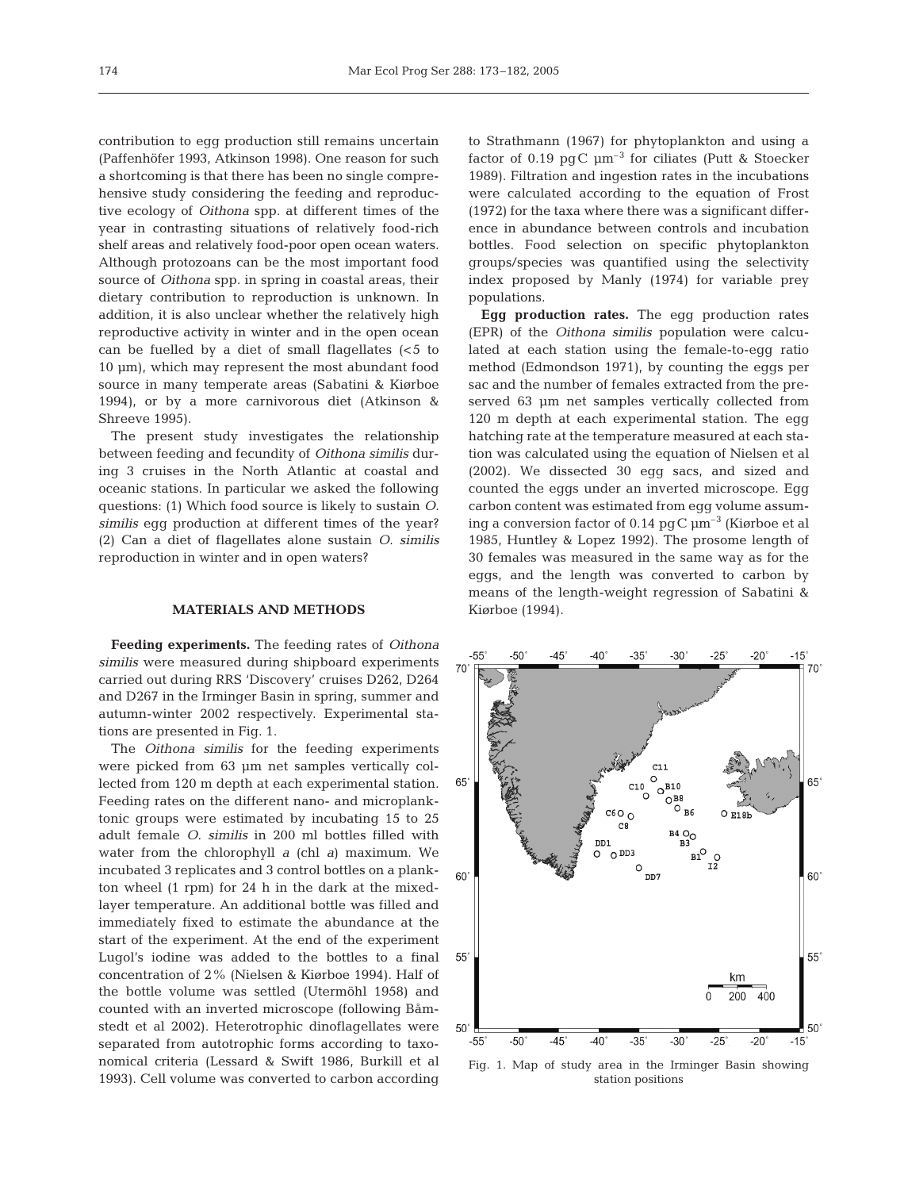contribution to egg production still remains uncertain (Paffenhöfer 1993, Atkinson 1998). One reason for such a shortcoming is that there has been no single comprehensive study considering the feeding and reproductive ecology of *Oithona* spp. at different times of the year in contrasting situations of relatively food-rich shelf areas and relatively food-poor open ocean waters. Although protozoans can be the most important food source of *Oithona* spp. in spring in coastal areas, their dietary contribution to reproduction is unknown. In addition, it is also unclear whether the relatively high reproductive activity in winter and in the open ocean can be fuelled by a diet of small flagellates (<5 to 10 µm), which may represent the most abundant food source in many temperate areas (Sabatini & Kiørboe 1994), or by a more carnivorous diet (Atkinson & Shreeve 1995).

The present study investigates the relationship between feeding and fecundity of *Oithona similis* during 3 cruises in the North Atlantic at coastal and oceanic stations. In particular we asked the following questions: (1) Which food source is likely to sustain *O. similis* egg production at different times of the year? (2) Can a diet of flagellates alone sustain *O. similis* reproduction in winter and in open waters?

## MATERIALS AND METHODS

**Feeding experiments.** The feeding rates of *Oithona similis* were measured during shipboard experiments carried out during RRS 'Discovery' cruises D262, D264 and D267 in the Irminger Basin in spring, summer and autumn-winter 2002 respectively. Experimental stations are presented in Fig. 1.

The *Oithona similis* for the feeding experiments were picked from 63 µm net samples vertically collected from 120 m depth at each experimental station. Feeding rates on the different nano- and microplanktonic groups were estimated by incubating 15 to 25 adult female *O. similis* in 200 ml bottles filled with water from the chlorophyll *a* (chl *a*) maximum. We incubated 3 replicates and 3 control bottles on a plankton wheel (1 rpm) for 24 h in the dark at the mixed-layer temperature. An additional bottle was filled and immediately fixed to estimate the abundance at the start of the experiment. At the end of the experiment Lugol's iodine was added to the bottles to a final concentration of 2% (Nielsen & Kiørboe 1994). Half of the bottle volume was settled (Utermöhl 1958) and counted with an inverted microscope (following Båmstedt et al 2002). Heterotrophic dinoflagellates were separated from autotrophic forms according to taxonomical criteria (Lessard & Swift 1986, Burkill et al 1993). Cell volume was converted to carbon according to Strathmann (1967) for phytoplankton and using a factor of 0.19 pgC $\mu m^{-3}$ for ciliates (Putt & Stoecker 1989). Filtration and ingestion rates in the incubations were calculated according to the equation of Frost (1972) for the taxa where there was a significant difference in abundance between controls and incubation bottles. Food selection on specific phytoplankton groups/species was quantified using the selectivity index proposed by Manly (1974) for variable prey populations.

**Egg production rates.** The egg production rates (EPR) of the *Oithona similis* population were calculated at each station using the female-to-egg ratio method (Edmondson 1971), by counting the eggs per sac and the number of females extracted from the preserved 63 µm net samples vertically collected from 120 m depth at each experimental station. The egg hatching rate at the temperature measured at each station was calculated using the equation of Nielsen et al (2002). We dissected 30 egg sacs, and sized and counted the eggs under an inverted microscope. Egg carbon content was estimated from egg volume assuming a conversion factor of 0.14 pgC $\mu m^{-3}$ (Kiørboe et al 1985, Huntley & Lopez 1992). The prosome length of 30 females was measured in the same way as for the eggs, and the length was converted to carbon by means of the length-weight regression of Sabatini & Kiørboe (1994).

Fig. 1. Map of study area in the Irminger Basin showing station positions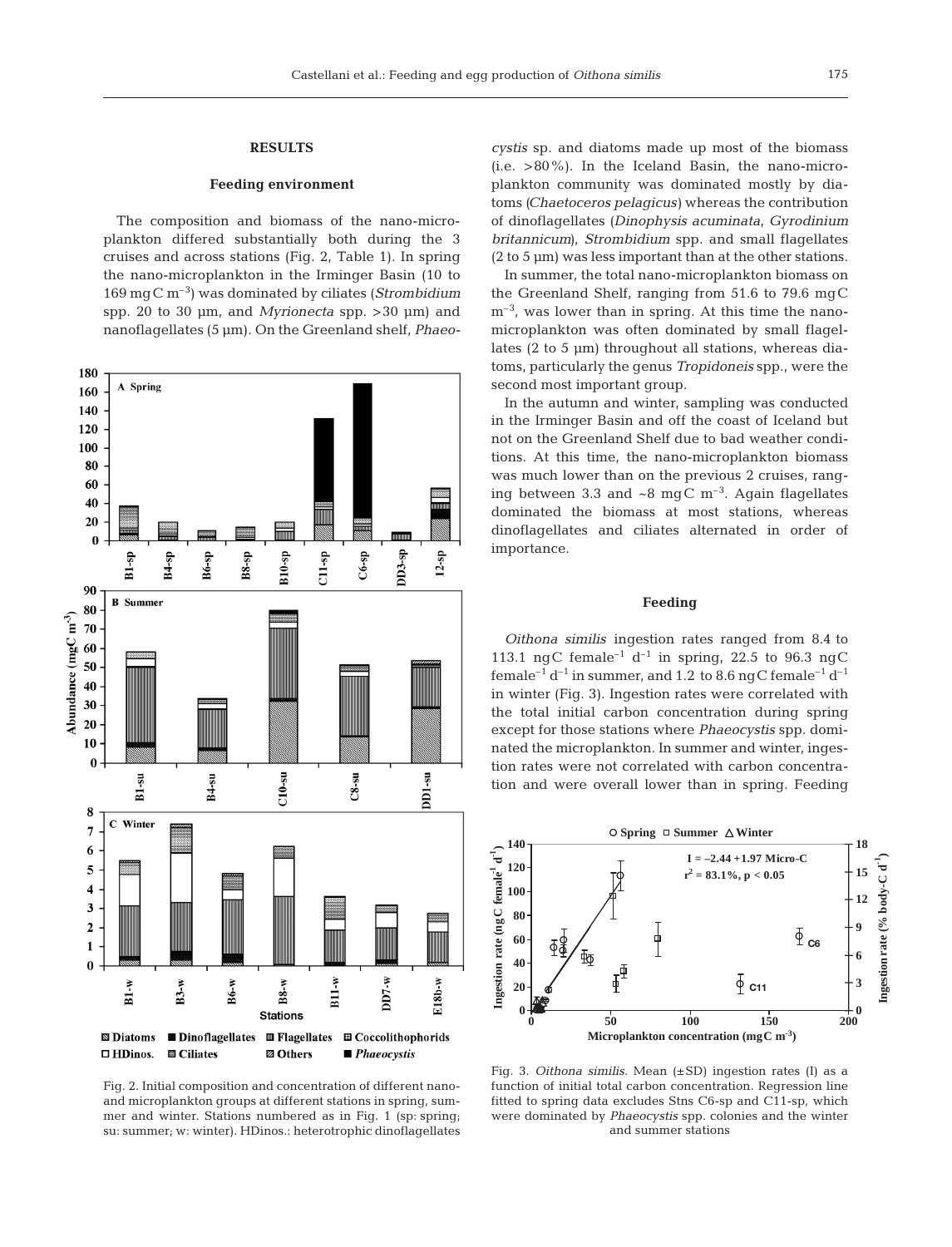## RESULTS

### Feeding environment

The composition and biomass of the nano-microplankton differed substantially both during the 3 cruises and across stations (Fig. 2, Table 1). In spring the nano-microplankton in the Irminger Basin (10 to 169 mgC $m^{-3}$) was dominated by ciliates (*Strombidium* spp. 20 to 30 µm, and *Myrionecta* spp. >30 µm) and nanoflagellates (5 µm). On the Greenland shelf, *Phaeocystis* sp. and diatoms made up most of the biomass (i.e. >80%). In the Iceland Basin, the nano-microplankton community was dominated mostly by diatoms (*Chaetoceros pelagicus*) whereas the contribution of dinoflagellates (*Dinophysis acuminata*, *Gyrodinium britannicum*), *Strombidium* spp. and small flagellates (2 to 5 µm) was less important than at the other stations.

In summer, the total nano-microplankton biomass on the Greenland Shelf, ranging from 51.6 to 79.6 mgC $m^{-3}$, was lower than in spring. At this time the nano-microplankton was often dominated by small flagellates (2 to 5 µm) throughout all stations, whereas diatoms, particularly the genus *Tropidoneis* spp., were the second most important group.

In the autumn and winter, sampling was conducted in the Irminger Basin and off the coast of Iceland but not on the Greenland Shelf due to bad weather conditions. At this time, the nano-microplankton biomass was much lower than on the previous 2 cruises, ranging between 3.3 and ~8 mgC $m^{-3}$. Again flagellates dominated the biomass at most stations, whereas dinoflagellates and ciliates alternated in order of importance.

Fig. 2. Initial composition and concentration of different nano- and microplankton groups at different stations in spring, summer and winter. Stations numbered as in Fig. 1 (sp: spring; su: summer; w: winter). HDinos.: heterotrophic dinoflagellates

### Feeding

*Oithona similis* ingestion rates ranged from 8.4 to 113.1 ngC female$^{-1}$ d$^{-1}$ in spring, 22.5 to 96.3 ngC female$^{-1}$ d$^{-1}$ in summer, and 1.2 to 8.6 ngC female$^{-1}$ d$^{-1}$ in winter (Fig. 3). Ingestion rates were correlated with the total initial carbon concentration during spring except for those stations where *Phaeocystis* spp. dominated the microplankton. In summer and winter, ingestion rates were not correlated with carbon concentration and were overall lower than in spring. Feeding

Fig. 3. *Oithona similis*. Mean (±SD) ingestion rates (I) as a function of initial total carbon concentration. Regression line fitted to spring data excludes Stns C6-sp and C11-sp, which were dominated by *Phaeocystis* spp. colonies and the winter and summer stations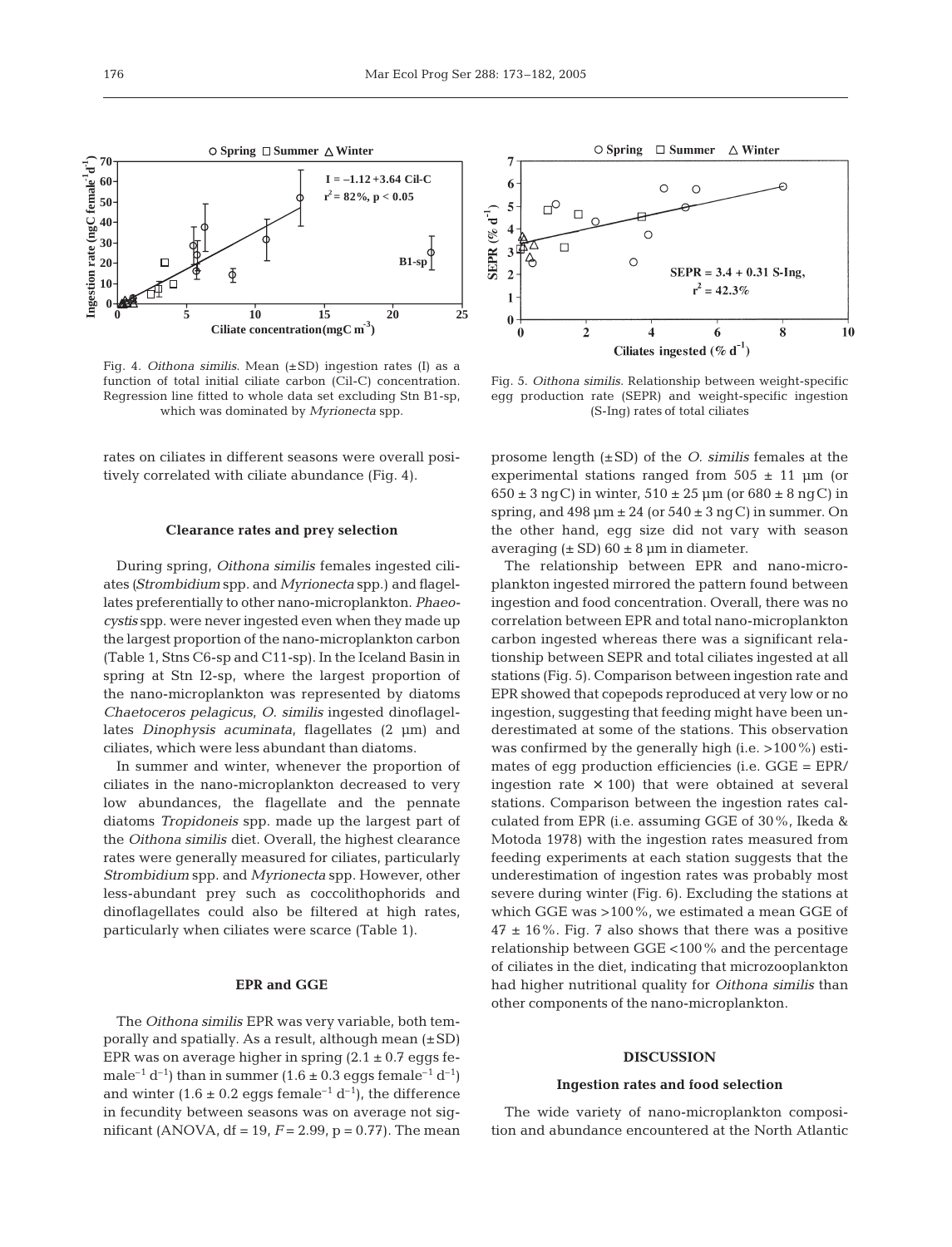Fig. 4. *Oithona similis*. Mean (±SD) ingestion rates (I) as a function of total initial ciliate carbon (Cil-C) concentration. Regression line fitted to whole data set excluding Stn B1-sp, which was dominated by *Myrionecta* spp.

Fig. 5. *Oithona similis*. Relationship between weight-specific egg production rate (SEPR) and weight-specific ingestion (S-Ing) rates of total ciliates

rates on ciliates in different seasons were overall positively correlated with ciliate abundance (Fig. 4).

### Clearance rates and prey selection

During spring, *Oithona similis* females ingested ciliates (*Strombidium* spp. and *Myrionecta* spp.) and flagellates preferentially to other nano-microplankton. *Phaeocystis* spp. were never ingested even when they made up the largest proportion of the nano-microplankton carbon (Table 1, Stns C6-sp and C11-sp). In the Iceland Basin in spring at Stn I2-sp, where the largest proportion of the nano-microplankton was represented by diatoms *Chaetoceros pelagicus*, *O. similis* ingested dinoflagellates *Dinophysis acuminata*, flagellates (2 µm) and ciliates, which were less abundant than diatoms.

In summer and winter, whenever the proportion of ciliates in the nano-microplankton decreased to very low abundances, the flagellate and the pennate diatoms *Tropidoneis* spp. made up the largest part of the *Oithona similis* diet. Overall, the highest clearance rates were generally measured for ciliates, particularly *Strombidium* spp. and *Myrionecta* spp. However, other less-abundant prey such as coccolithophorids and dinoflagellates could also be filtered at high rates, particularly when ciliates were scarce (Table 1).

### EPR and GGE

The *Oithona similis* EPR was very variable, both temporally and spatially. As a result, although mean (±SD) EPR was on average higher in spring (2.1 ± 0.7 eggs female$^{-1}$ d$^{-1}$) than in summer (1.6 ± 0.3 eggs female$^{-1}$ d$^{-1}$) and winter (1.6 ± 0.2 eggs female$^{-1}$ d$^{-1}$), the difference in fecundity between seasons was on average not significant (ANOVA, df = 19, $F = 2.99$, $p = 0.77$). The mean prosome length (±SD) of the *O. similis* females at the experimental stations ranged from 505 ± 11 µm (or 650 ± 3 ngC) in winter, 510 ± 25 µm (or 680 ± 8 ngC) in spring, and 498 µm ± 24 (or 540 ± 3 ngC) in summer. On the other hand, egg size did not vary with season averaging (± SD) 60 ± 8 µm in diameter.

The relationship between EPR and nano-microplankton ingested mirrored the pattern found between ingestion and food concentration. Overall, there was no correlation between EPR and total nano-microplankton carbon ingested whereas there was a significant relationship between SEPR and total ciliates ingested at all stations (Fig. 5). Comparison between ingestion rate and EPR showed that copepods reproduced at very low or no ingestion, suggesting that feeding might have been underestimated at some of the stations. This observation was confirmed by the generally high (i.e. >100%) estimates of egg production efficiencies (i.e. GGE = EPR/ingestion rate × 100) that were obtained at several stations. Comparison between the ingestion rates calculated from EPR (i.e. assuming GGE of 30%, Ikeda & Motoda 1978) with the ingestion rates measured from feeding experiments at each station suggests that the underestimation of ingestion rates was probably most severe during winter (Fig. 6). Excluding the stations at which GGE was >100%, we estimated a mean GGE of 47 ± 16%. Fig. 7 also shows that there was a positive relationship between GGE <100% and the percentage of ciliates in the diet, indicating that microzooplankton had higher nutritional quality for *Oithona similis* than other components of the nano-microplankton.

## DISCUSSION

### Ingestion rates and food selection

The wide variety of nano-microplankton composition and abundance encountered at the North Atlantic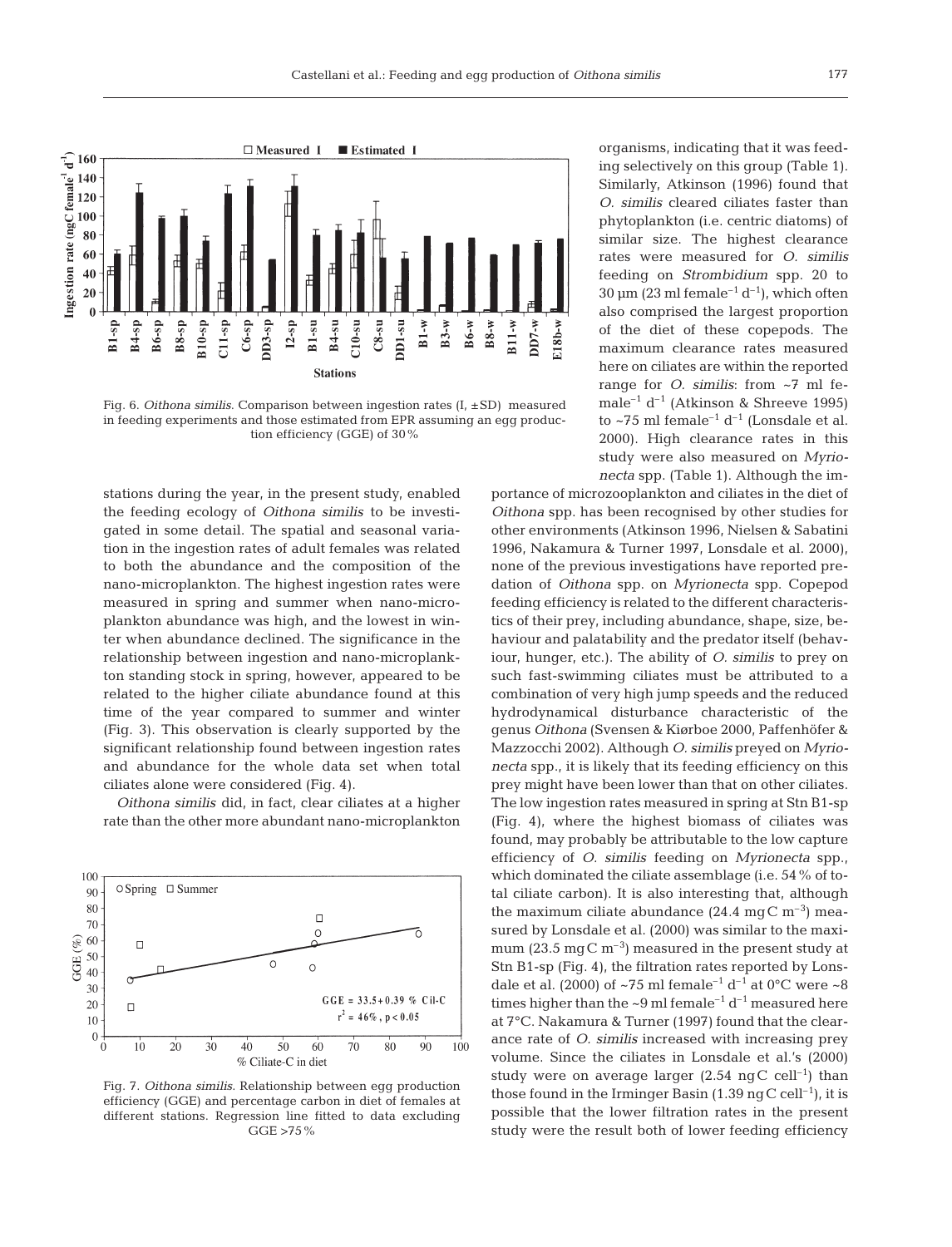Fig. 6. *Oithona similis*. Comparison between ingestion rates (I, ±SD) measured in feeding experiments and those estimated from EPR assuming an egg production efficiency (GGE) of 30%

organisms, indicating that it was feeding selectively on this group (Table 1). Similarly, Atkinson (1996) found that *O. similis* cleared ciliates faster than phytoplankton (i.e. centric diatoms) of similar size. The highest clearance rates were measured for *O. similis* feeding on *Strombidium* spp. 20 to 30 µm (23 ml female$^{-1}$ d$^{-1}$), which often also comprised the largest proportion of the diet of these copepods. The maximum clearance rates measured here on ciliates are within the reported range for *O. similis*: from ~7 ml female$^{-1}$ d$^{-1}$ (Atkinson & Shreeve 1995) to ~75 ml female$^{-1}$ d$^{-1}$ (Lonsdale et al. 2000). High clearance rates in this study were also measured on *Myrionecta* spp. (Table 1). Although the importance of microzooplankton and ciliates in the diet of *Oithona* spp. has been recognised by other studies for other environments (Atkinson 1996, Nielsen & Sabatini 1996, Nakamura & Turner 1997, Lonsdale et al. 2000), none of the previous investigations have reported predation of *Oithona* spp. on *Myrionecta* spp. Copepod feeding efficiency is related to the different characteristics of their prey, including abundance, shape, size, behaviour and palatability and the predator itself (behaviour, hunger, etc.). The ability of *O. similis* to prey on such fast-swimming ciliates must be attributed to a combination of very high jump speeds and the reduced hydrodynamical disturbance characteristic of the genus *Oithona* (Svensen & Kiørboe 2000, Paffenhöfer & Mazzocchi 2002). Although *O. similis* preyed on *Myrionecta* spp., it is likely that its feeding efficiency on this prey might have been lower than that on other ciliates. The low ingestion rates measured in spring at Stn B1-sp (Fig. 4), where the highest biomass of ciliates was found, may probably be attributable to the low capture efficiency of *O. similis* feeding on *Myrionecta* spp., which dominated the ciliate assemblage (i.e. 54% of total ciliate carbon). It is also interesting that, although the maximum ciliate abundance (24.4 mgC m$^{-3}$) measured by Lonsdale et al. (2000) was similar to the maximum (23.5 mgC m$^{-3}$) measured in the present study at Stn B1-sp (Fig. 4), the filtration rates reported by Lonsdale et al. (2000) of ~75 ml female$^{-1}$ d$^{-1}$ at 0°C were ~8 times higher than the ~9 ml female$^{-1}$ d$^{-1}$ measured here at 7°C. Nakamura & Turner (1997) found that the clearance rate of *O. similis* increased with increasing prey volume. Since the ciliates in Lonsdale et al.'s (2000) study were on average larger (2.54 ngC cell$^{-1}$) than those found in the Irminger Basin (1.39 ngC cell$^{-1}$), it is possible that the lower filtration rates in the present study were the result both of lower feeding efficiency

stations during the year, in the present study, enabled the feeding ecology of *Oithona similis* to be investigated in some detail. The spatial and seasonal variation in the ingestion rates of adult females was related to both the abundance and the composition of the nano-microplankton. The highest ingestion rates were measured in spring and summer when nano-microplankton abundance was high, and the lowest in winter when abundance declined. The significance in the relationship between ingestion and nano-microplankton standing stock in spring, however, appeared to be related to the higher ciliate abundance found at this time of the year compared to summer and winter (Fig. 3). This observation is clearly supported by the significant relationship found between ingestion rates and abundance for the whole data set when total ciliates alone were considered (Fig. 4).

*Oithona similis* did, in fact, clear ciliates at a higher rate than the other more abundant nano-microplankton

Fig. 7. *Oithona similis*. Relationship between egg production efficiency (GGE) and percentage carbon in diet of females at different stations. Regression line fitted to data excluding GGE >75%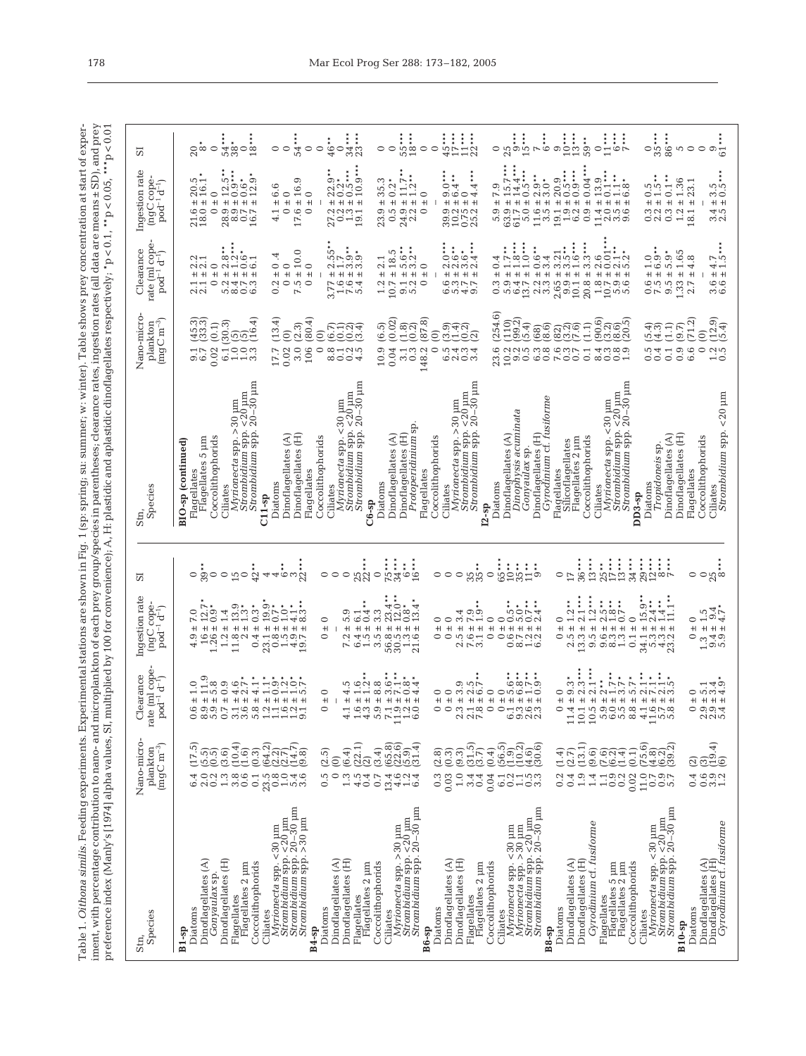Table 1. *Oithona similis*. Feeding experiments. Experimental stations are shown in Fig. 1 (sp: spring; su: summer; w: winter). Table shows prey concentration at start of experiment, with percentage contribution to nano- and microplankton of each prey group/species in parentheses; clearance rates, ingestion rates (all data are means ± SD), and prey preference index (Manly's [1974] alpha values, SI, multiplied by 100 for convenience); A, H: plastidic and aplastidic dinoflagellates respectively; *$p < 0.1$, **$p < 0.05$, ***$p < 0.01$

| Stn, Species | Nano-microplankton ($mgC\ m^{-3}$) | Clearance rate (ml copepod$^{-1}$ d$^{-1}$) | Ingestion rate (ngC copepod$^{-1}$ d$^{-1}$) | SI |
|---|---|---|---|---|
| **B1-sp** | | | | |
| Diatoms | 6.4 (17.5) | 0.6 ± 1.0 | 4.9 ± 7.0 | 0 |
| Dinoflagellates (A) | 2.0 (5.5) | 8.9 ± 11.9 | 16 ± 12.7* | 39** |
| *Gonyaulax* sp. | 0.2 (0.5) | 5.9 ± 5.8 | 1.26 ± 0.9* | 0 |
| Dinoflagellates (H) | 1.3 (3.6) | 0.7 ± 0.9 | 1.2 ± 1.4 | 0 |
| Flagellates | 3.8 (10.4) | 3.1 ± 4.6 | 11.8 ± 13.9 | 15 |
| Flagellates 2 µm | 0.6 (1.6) | 3.6 ± 2.7* | 2 ± 1.3* | 0 |
| Coccolithophorids | 0.1 (0.3) | 5.8 ± 4.1* | 0.4 ± 0.3* | 42** |
| Ciliates | 23.5 (64.2) | 1.2 ± 1.1* | 23.1 ± 19.9* | 4 |
| *Myrionecta* spp. <30 µm | 1.0 (2.7) | 1.1 ± 0.9* | 1.1 ± 0.7* | 4 |
| *Strombidium* spp. <20 µm | 1.0 (2.7) | 1.6 ± 1.2* | 1.5 ± 1.0* | 6** |
| *Strombidium* spp. 20–30 µm | 5.4 (14.7) | 1.2 ± 1.0* | 4.9 ± 4.1* | 3 |
| *Strombidium* spp. >30 µm | 3.6 (9.8) | 9.1 ± 5.7* | 19.7 ± 8.3** | 22*** |
| **B4-sp** | | | | |
| Diatoms | 0.5 (2.5) | 0 ± 0 | 0 ± 0 | 0 |
| Dinoflagellates (A) | 0 (0) | – | – | 0 |
| Dinoflagellates (H) | 1.3 (6.4) | 4.1 ± 4.5 | 7.2 ± 5.9 | 0 |
| Flagellates | 4.5 (22.1) | 1.6 ± 1.6* | 6.4 ± 6.1 | 25** |
| Flagellates 2 µm | 0.4 (2) | 4.3 ± 1.2** | 1.5 ± 0.4** | 22** |
| Coccolithophorids | 0.7 (3.4) | 5.9 ± 8.8 | 3.5 ± 3.3 | 0 |
| Ciliates | 13.4 (65.8) | 7.1 ± 3.6** | 56.8 ± 23.4** | 75*** |
| *Myrionecta* spp. >30 µm | 4.6 (22.6) | 11.9 ± 7.1** | 30.5 ± 12.0** | 34*** |
| *Strombidium* spp. <20 µm | 1.2 (5.9) | 1.2 ± 0.8* | 1.3 ± 0.8* | 6** |
| *Strombidium* spp. 20–30 µm | 6.4 (31.4) | 6.0 ± 4.4* | 21.6 ± 13.4* | 16*** |
| **B6-sp** | | | | |
| Diatoms | 0.3 (2.8) | 0 ± 0 | 0 ± 0 | 0 |
| Dinoflagellates (A) | 0.03 (0.3) | 0 ± 0 | 0 ± 0 | 0 |
| Dinoflagellates (H) | 1 (9.3) | 2.3 ± 3.9 | 2.5 ± 3.4 | 0 |
| Flagellates | 3.4 (31.5) | 2.1 ± 2.5 | 7.6 ± 7.9 | 35 |
| Flagellates 2 µm | 0.4 (3.7) | 7.8 ± 6.7** | 3.1 ± 1.9** | 35** |
| Coccolithophorids | 0.04 (0.4) | 0 ± 0 | 0 ± 0 | 0 |
| Ciliates | 6.1 (56.5) | 0 ± 0 | 0 ± 0 | 65*** |
| *Myrionecta* spp. <30 µm | 0.2 (1.9) | 6.1 ± 5.6** | 0.6 ± 0.5** | 10*** |
| *Myrionecta* spp. >30 µm | 1.1 (10.2) | 9.3 ± 6.8** | 8.7 ± 5.0** | 35*** |
| *Strombidium* spp. <20 µm | 0.5 (4.6) | 2.6 ± 1.7** | 1.2 ± 0.7** | 11*** |
| *Strombidium* spp. 20–30 µm | 3.3 (30.6) | 2.3 ± 0.9** | 6.2 ± 2.4** | 9** |
| **B8-sp** | | | | |
| Diatoms | 0.2 (1.4) | 0 ± 0 | 0 ± 0 | 0 |
| Dinoflagellates (A) | 0.4 (2.7) | 11.4 ± 9.3* | 2.5 ± 1.2** | 17 |
| Dinoflagellates (H) | 1.9 (13.1) | 10.1 ± 2.3*** | 13.3 ± 2.1*** | 36*** |
| *Gyrodinium* cf. *fusiforme* | 1.4 (9.6) | 10.5 ± 2.1*** | 9.5 ± 1.2*** | 13*** |
| Flagellates | 1.1 (7.6) | 5.9 ± 2** | 9.6 ± 2.5** | 25*** |
| Flagellates 5 µm | 0.9 (6.2) | 6.0 ± 1.7** | 8.3 ± 1.8** | 17*** |
| Flagellates 2 µm | 0.2 (1.4) | 5.3 ± 3.7* | 1.3 ± 0.7** | 13*** |
| Coccolithophorids | 0.02 (0.1) | 8.8 ± 5.7* | 0.1 ± 0 | 34*** |
| Ciliates | 11.0 (75.6) | 4.1 ± 2.1** | 34.1 ± 15.9** | 29*** |
| *Myrionecta* spp. <30 µm | 0.7 (4.8) | 11.6 ± 7.1* | 5.3 ± 2.4** | 12*** |
| *Strombidium*'s spp. <20 µm | 0.9 (6.2) | 5.7 ± 2.1* | 4.3 ± 1.4** | 8*** |
| *Strombidium* spp. 20–30 µm | 5.7 (39.2) | 5.8 ± 3.5* | 23.2 ± 11.1** | 7** |
| **B10-sp** | | | | |
| Diatoms | 0.4 (2) | 0 ± 0 | 0 ± 0 | 0 |
| Dinoflagellates (A) | 0.6 (3) | 2.9 ± 5.1 | 1.3 ± 1.5 | 0 |
| Dinoflagellates (H) | 3.9 (19.4) | 2.9 ± 3.4* | 9.4 ± 9.4 | 25*** |
| *Gyrodinium* cf. *fusiforme* | 1.2 (6) | 5.4 ± 4.9* | 5.9 ± 4.7* | 8*** |
| **BIO-sp (continued)** | | | | |
| Flagellates | 9.1 (45.3) | 2.1 ± 2.2 | 21.6 ± 20.5 | 20 |
| Flagellates 5 µm | 6.7 (33.3) | 2.1 ± 2.1 | 18.0 ± 16.1* | 8* |
| Coccolithophorids | 0.02 (0.1) | 0 ± 0 | 0 ± 0 | 0 |
| Ciliates | 6.1 (30.3) | 5.2 ± 2.8** | 28.9 ± 12.5** | 54*** |
| *Myrionecta* spp. >30 µm | 1.0 (5) | 8.4 ± 1.2** | 8.9 ± 0.9** | 38* |
| *Strombidium* spp. <20 µm | 1.0 (5) | 0.7 ± 0.6* | 0.7 ± 0.6* | 0 |
| *Strombidium* spp. 20–30 µm | 3.3 (16.4) | 6.3 ± 6.1 | 16.7 ± 12.9* | 18*** |
| **C11-sp** | | | | |
| Diatoms | 17.7 (13.4) | 0.2 ± 0.4 | 4.1 ± 6.6 | 0 |
| Dinoflagellates (A) | 0.02 (0) | 0 ± 0 | 0 ± 0 | 0 |
| Dinoflagellates (H) | 3.0 (2.3) | 7.5 ± 10.0 | 17.6 ± 16.9 | 54*** |
| Flagellates | 106 (80.4) | 0 ± 0 | 0 ± 0 | 0 |
| Coccolithophorids | 0 (0) | – | – | – |
| Ciliates | 8.8 (6.7) | 3.77 ± 2.55** | 27.2 ± 22.9** | 46** |
| *Myrionecta* spp. <30 µm | 0.1 (0.1) | 1.6 ± 1.7 | 0.2 ± 0.2* | 0 |
| *Strombidium* spp. <20 µm | 0.2 (0.2) | 7.6 ± 3.9* | 1.3 ± 0.5** | 34*** |
| *Strombidium* spp. 20–30 µm | 4.5 (3.4) | 5.4 ± 3.9* | 19.1 ± 10.9*** | 23*** |
| **C6-sp** | | | | |
| Diatoms | 10.9 (6.5) | 1.2 ± 2.1 | 23.9 ± 35.3 | 0 |
| Dinoflagellates (A) | 0.04 (0.02) | 10.7 ± 18.5 | 0.5 ± 0.2* | 0 |
| Dinoflagellates (H) | 3.1 (1.8) | 9.1 ± 5.6** | 24.9 ± 11.7** | 55*** |
| *Protoperidinium* sp. | 0.3 (0.2) | 5.2 ± 3.2* | 2.2 ± 1.2* | 18*** |
| Flagellates | 148.2 (87.8) | 0 ± 0 | 0 ± 0 | 0 |
| Coccolithophorids | 0 (0) | – | – | 0 |
| Ciliates | 6.5 (3.9) | 6.6 ± 2.0*** | 39.9 ± 9.0*** | 45*** |
| *Myrionecta* spp. >30 µm | 2.4 (1.4) | 5.3 ± 2.6* | 10.2 ± 6.4** | 17*** |
| *Strombidium* spp. <20 µm | 0.3 (0.2) | 4.7 ± 3.6* | 0.75 ± 0 | 11*** |
| *Strombidium* spp. 20–30 µm | 3.4 (2) | 9.7 ± 2.4*** | 25.2 ± 4.4*** | 22*** |
| **I2-sp** | | | | |
| Diatoms | 23.6 (254.6) | 0.3 ± 0.4 | 5.9 ± 7.9 | 0 |
| Dinoflagellates (A) | 10.2 (110) | 5.9 ± 1.7** | 63.9 ± 15.7*** | 25 |
| *Dinophysis acuminata* | 9.2 (99.2) | 6.4 ± 1.8*** | 61.7 ± 14.4*** | 9*** |
| *Gonyaulax* sp. | 0.5 (5.4) | 13.7 ± 1.0*** | 5.0 ± 0.5*** | 15*** |
| Dinoflagellates (H) | 6.3 (68) | 2.2 ± 0.6** | 11.6 ± 2.9** | 7 |
| *Gyrodinium* cf. *fusiforme* | 0.8 (8.6) | 3.3 ± 3.4 | 3.5 ± 3.0* | 6*** |
| Flagellates | 7.6 (82) | 2.65 ± 3.21 | 19.1 ± 20.9 | 9 |
| Silicoflagellates | 0.3 (3.2) | 9.9 ± 3.5** | 1.9 ± 0.5*** | 10*** |
| Flagellates 2 µm | 0.7 (7.6) | 10.1 ± 1.6*** | 6.2 ± 0.9*** | 13*** |
| Coccolithophorids | 0.1 (1.1) | 20.8 ± 3.3*** | 0.9 ± 0.04*** | 59* |
| Ciliates | 8.4 (90.6) | 1.8 ± 2.6 | 11.4 ± 13.9 | 0 |
| *Myrionecta* spp. <30 µm | 0.3 (3.2) | 10.7 ± 0.01*** | 2.0 ± 0.1*** | 11*** |
| *Strombidium* spp. <20 µm | 0.8 (8.6) | 5.9 ± 2.1** | 3.5 ± 1.1** | 6*** |
| *Strombidium* spp. 20–30 µm | 1.9 (20.5) | 5.6 ± 5.2* | 9.6 ± 6.8* | 7*** |
| **DD3-sp** | | | | |
| Diatoms | 0.5 (5.4) | 0.6 ± 1.0 | 0.3 ± 0.5 | 0 |
| *Tropidoneis* sp. | 0.4 (4.3) | 7.5 ± 6.9* | 2.2 ± 1.5* | 35*** |
| Dinoflagellates (A) | 0.1 (1.1) | 9.5 ± 5.9* | 0.3 ± 0.1* | 86*** |
| Dinoflagellates (H) | 0.9 (9.7) | 1.33 ± 1.65 | 1.2 ± 1.36 | 5 |
| Flagellates | 6.6 (71.2) | 2.7 ± 4.8 | 18.1 ± 23.1 | 0 |
| Coccolithophorids | 0 (0) | – | – | 0 |
| Ciliates | 1.2 (12.9) | 3.6 ± 4.7 | 3.4 ± 3.5 | 9 |
| *Strombidium* spp. <20 µm | 0.5 (5.4) | 6.6 ± 1.5** | 2.5 ± 0.5** | 61*** |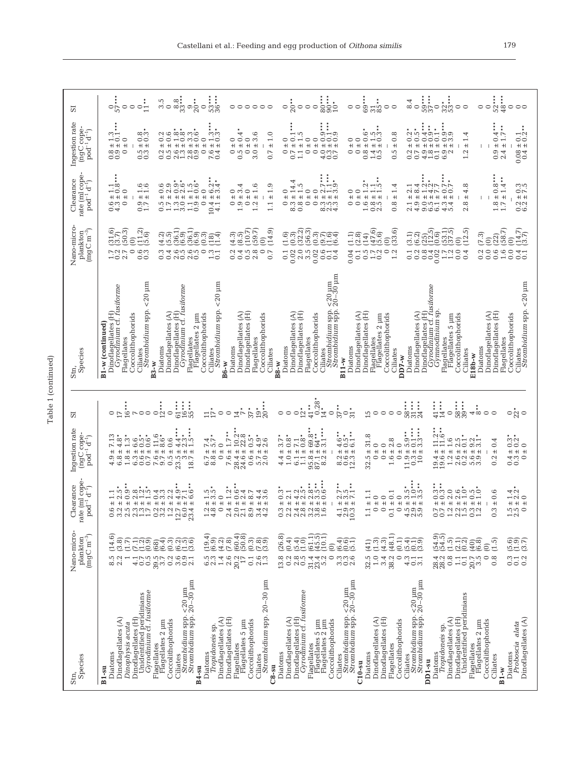Table 1 (continued)

| Stn, Species | Nano-microplankton (mgC m$^{-3}$) | Clearance rate (ml copepod$^{-1}$ d$^{-1}$) | Ingestion rate (ngC copepod$^{-1}$ d$^{-1}$) | SI |
|---|---|---|---|---|
| **B1-su** | | | | |
| Diatoms | 8.5 (14.6) | 0.6 ± 1.1 | 4.9 ± 7.13 | 0 |
| Dinoflagellates (A) | 2.2 (3.8) | 3.2 ± 2.5* | 6.8 ± 4.8* | 17 |
| *Dinophysis acuta* | 1 (1.7) | 2.5 ± 0.9*** | 1.8 ± 1.3* | 16*** |
| Dinoflagellates (H) | 4.1 (7.1) | 2.3 ± 2.8 | 6.3 ± 6.6 | 7 |
| Unidentified peridinians | 0.7 (1.2) | 1.3 ± 1.2* | 0.6 ± 0.5* | 0 |
| *Gyrodinium* cf. *fusiforme* | 0.5 (0.9) | 1.7 ± 1.5* | 0.6 ± 0.6* | 0 |
| Flagellates | 39.5 (68) | 0.2 ± 0.4 | 7.6 ± 11.6 | 0 |
| Flagellates 2 µm | 3.7 (6.4) | 3.2 ± 3.3 | 9.5 ± 8.6* | 12*** |
| Coccolithophorids | 0.2 (0.3) | 1.2 ± 2.2 | 0.5 ± 0.6 | 0 |
| Ciliates | 3.6 (6.2) | 12.7 ± 4.9*** | 23.5 ± 4.4*** | 61*** |
| *Strombidium* spp. <20 µm | 0.9 (1.5) | 6.4 ± 7.1 | 3 ± 2.3* | 16*** |
| *Strombidium* spp. 20–30 µm | 2.1 (3.6) | 23.4 ± 6.6*** | 18.7 ± 1.5*** | 55*** |
| **B4-su** | | | | |
| Diatoms | 6.5 (19.4) | 1.2 ± 1.5 | 6.7 ± 7.4 | 11* |
| *Tropidoneis* sp. | 2.3 (6.9) | 4.8 ± 3.5* | 8.8 ± 5.7* | 17* |
| Dinoflagellates (A) | 1.4 (4.2) | 0 ± 0 | 0 ± 0 | 0 |
| Dinoflagellates (H) | 2.6 (7.8) | 2.4 ± 1.2* | 7.6 ± 1.7** | 0 |
| Flagellates | 20.2 (60.4) | 2.0 ± 0.6** | 28.4 ± 10.2** | 14* |
| Flagellates 5 µm | 17 (50.8) | 2.1 ± 2.4 | 24.6 ± 22.8 | 7* |
| Coccolithophorids | 0.1 (0.3) | 8.9 ± 8.7 | 0.6 ± 0.5* | 37* |
| Ciliates | 2.6 (7.8) | 3.4 ± 4.4 | 5.7 ± 4.9* | 19* |
| *Strombidium* spp. 20–30 µm | 1.3 (3.9) | 4.2 ± 3.6 | 2.0 ± 2.6 | 20*** |
| **C8-su** | | | | |
| Diatoms | 13.8 (26.8) | 0.3 ± 0.3* | 4.4 ± 3.7* | 0 |
| Dinoflagellates (A) | 0.2 (0.4) | 2.2 ± 2.1 | 1.0 ± 0.8* | 0 |
| Dinoflagellates (H) | 2.8 (5.4) | 2.4 ± 4.2 | 6.1 ± 7.1 | 0 |
| *Gyrodinium* cf. *fusiforme* | 0.5 (1.0) | 2.8 ± 2.5* | 1.1 ± 0.8* | 12* |
| Flagellates | 31.4 (61.1) | 3.2 ± 2.8** | 95.8 ± 69.8** | 41** |
| Flagellates 5 µm | 23.4 (45.5) | 3.8 ± 3.5** | 87.1 ± 64** | 0.28* |
| Flagellates 2 µm | 5.2 (10.1) | 1.6 ± 0.6*** | 8.2 ± 3.1*** | 14* |
| Coccolithophorids | 0 (0) | – | – | 0 |
| Ciliates | 3.3 (6.4) | 4.1 ± 2.7** | 8.2 ± 4.6** | 37** |
| *Strombidium* spp. <20 µm | 0.3 (0.6) | 2.9 ± 3.5 | 0.6 ± 0.5* | 0 |
| *Strombidium* spp. 20–30 µm | 2.6 (5.1) | 10.3 ± 7.1** | 12.3 ± 6.1** | 31* |
| **C10-su** | | | | |
| Diatoms | 32.5 (41) | 1.1 ± 1.1 | 32.5 ± 31.8 | 15 |
| Dinoflagellates (A) | 1.0 (1.3) | 0 ± 0 | 0 ± 0 | 0 |
| Dinoflagellates (H) | 3.4 (4.3) | 0 ± 0 | 0 ± 0 | 0 |
| Flagellates | 38.2 (48.1) | 0.1 ± 0.1 | 1.6 ± 2.8 | 0 |
| Coccolithophorids | 0 (0.1) | 0 ± 0 | 0 ± 0 | 0 |
| Ciliates | 4.3 (5.4) | 4.5 ± 3.5* | 11.9 ± 5.9** | 58*** |
| *Strombidium* spp. <20 µm | 0.1 (0.1) | 2.9 ± 1.0*** | 0.3 ± 0.1*** | 31*** |
| *Strombidium* spp. 20–30 µm | 3.1 (3.9) | 5.9 ± 3.5** | 10 ± 3.3*** | 24*** |
| **DD1-su** | | | | |
| Diatoms | 28.4 (54.9) | 0.7 ± 0.3** | 19.4 ± 11.2** | 41*** |
| *Tropidoneis* sp. | 28.2 (54.5) | 0.7 ± 0.3** | 19.6 ± 11.6** | 14*** |
| Dinoflagellates (A) | 0.8 (1.5) | 1.2 ± 2.0 | 1.2 ± 1.6 | 0 |
| Dinoflagellates (H) | 1.1 (2.1) | 2.2 ± 2.6 | 2.6 ± 2.5 | 58*** |
| Unidentified peridinians | 0.1 (0.2) | 1.5 ± 1.0* | 0.2 ± 0.1* | 39*** |
| Flagellates | 20.7 (40) | 0.3 ± 0.5 | 5.6 ± 9.2 | 4 |
| Flagellates 2 µm | 3.5 (6.8) | 1.2 ± 1.0* | 3.9 ± 3.1* | 8** |
| Coccolithophorids | 0 (0) | – | – | 0 |
| Ciliates | 0.8 (1.5) | 0.3 ± 0.6 | 0.2 ± 0.4 | 0 |
| **B1-w** | | | | |
| Diatoms | 0.3 (5.6) | 1.5 ± 1.4 | 0.4 ± 0.3* | 0 |
| *Proboscia alata* | 0.1 (1.9) | 2.5 ± 2.2* | 0.3 ± 0.2* | 22* |
| Dinoflagellates (A) | 0.2 (3.7) | 0 ± 0 | 0 ± 0 | 0 |
| **B1-w (continued)** | | | | |
| Dinoflagellates (H) | 1.7 (31.6) | 0.6 ± 1.1 | 0.8 ± 1.3 | 0 |
| *Gyrodinium* cf. *fusiforme* | 0.2 (3.7) | 4.3 ± 0.8*** | 0.9 ± 0.1*** | 57*** |
| Flagellates | 2.7 (50.3) | 0 ± 0 | 0 ± 0 | 0 |
| Coccolithophorids | 0 (0) | – | – | 0 |
| Ciliates | 0.6 (11.2) | 0.9 ± 1.6 | 0.5 ± 0.8 | 0 |
| *Strombidium* spp. <20 µm | 0.3 (5.6) | 1.7 ± 1.6 | 0.3 ± 0.3* | 11** |
| **B3-w** | | | | |
| Diatoms | 0.3 (4.2) | 0.5 ± 0.6 | 0.2 ± 0.2 | 3.5 |
| Dinoflagellates (A) | 0.4 (5.5) | 1.7 ± 2.9 | 0.5 ± 0.6 | 0 |
| Dinoflagellates (H) | 2.6 (36.1) | 1.3 ± 0.9* | 2.6 ± 1.8* | 8.8 |
| *Gyrodinium* cf. *fusiforme* | 0.5 (6.9) | 3.0 ± 2.6* | 1.3 ± 0.8* | 33*** |
| Flagellates | 2.6 (36.1) | 1.1 ± 1.5 | 2.8 ± 3.3 | 9 |
| Flagellates 2 µm | 0.5 (6.9) | 0.9 ± 0.6* | 0.9 ± 0.6* | 20** |
| Coccolithophorids | 0 (0.3) | 0 ± 0 | 0 ± 0 | 0 |
| Ciliates | 1.3 (18) | 10.4 ± 6.2** | 7.6 ± 1.3*** | 53*** |
| *Strombidium* spp. <20 µm | 0.1 (1.4) | 4.1 ± 3.4* | 0.4 ± 0.3* | 36*** |
| **B6-w** | | | | |
| Diatoms | 0.2 (4.3) | 0 ± 0 | 0 ± 0 | 0 |
| Dinoflagellates (A) | 0.4 (8.5) | 1.9 ± 3.4 | 0.5 ± 0.4* | 0 |
| Dinoflagellates (H) | 0.5 (10.7) | 0 ± 0 | 0 ± 0 | 0 |
| Flagellates | 2.8 (59.7) | 1.2 ± 1.6 | 3.0 ± 3.6 | 0 |
| Coccolithophorids | 0 (0) | – | – | 0 |
| Ciliates | 0.7 (14.9) | 1.1 ± 1.9 | 0.7 ± 1.0 | 0 |
| **B8-w** | | | | |
| Diatoms | 0.1 (1.6) | 0 ± 0 | 0 ± 0 | 0 |
| Dinoflagellates (A) | 0.02 (0.3) | 8.3 ± 14.4 | 0.7 ± 0.1* | 20** |
| Dinoflagellates (H) | 2.0 (32.2) | 0.8 ± 1.5 | 1.1 ± 1.5 | 0 |
| Flagellates | 3.5 (56.3) | 0 ± 0 | 0 ± 0 | 0 |
| Coccolithophorids | 0.02 (0.3) | 0 ± 0 | 0 ± 0 | 0 |
| Ciliates | 0.6 (9.7) | 8.3 ± 2.7*** | 4.0 ± 0.9*** | 80*** |
| *Strombidium* spp. <20 µm | 0.1 (1.6) | 2.5 ± 1.1*** | 0.3 ± 0.1*** | 90*** |
| *Strombidium* spp. 20–30 µm | 0.4 (6.4) | 4.3 ± 3.9* | 3.7 ± 0.9 | 10* |
| **B11-w** | | | | |
| Diatoms | 0.04 (1.1) | 0 ± 0 | 0 ± 0 | 0 |
| Dinoflagellates (A) | 0.1 (2.8) | 0 ± 0 | 0 ± 0 | 0 |
| Dinoflagellates (H) | 0.5 (14) | 1.6 ± 1.2* | 0.8 ± 0.6* | 69*** |
| Flagellates | 1.7 (47.6) | 0.8 ± 1.1 | 1.4 ± 1.5 | 31 |
| Flagellates 2 µm | 0.2 (5.6) | 2.5 ± 1.5* | 0.5 ± 0.3* | 85** |
| Coccolithophorids | 0 (0) | – | – | 0 |
| Ciliates | 1.2 (33.6) | 0.8 ± 1.4 | 0.5 ± 0.8 | 0 |
| **DD7-w** | | | | |
| Diatoms | 0.1 (3.1) | 2.1 ± 2.1 | 0.2 ± 0.2* | 8.4 |
| Dinoflagellates (A) | 0.2 (6.2) | 4.9 ± 8.4 | 0.7 ± 0.5* | 0 |
| Dinoflagellates (H) | 0.8 (25) | 9.0 ± 1.2*** | 4.9 ± 0.4*** | 59*** |
| *Gyrodinium* cf. *fusiforme* | 0.4 (12.5) | 6.5 ± 4.2* | 1.8 ± 0.9** | 37*** |
| *Gymnodinium* sp. | 0.02 (0.6) | 6.1 ± 7.7 | 0.1 ± 0.1* | 0 |
| Flagellates | 1.7 (53.1) | 4.3 ± 0.7*** | 6.9 ± 0.9*** | 32* |
| Flagellates 5 µm | 1.2 (37.5) | 5.4 ± 0.7* | 2 ± 3.9 | 53*** |
| Coccolithophorids | 0.0 (0) | – | – | 0 |
| Ciliates | 0.4 (12.5) | 2.8 ± 4.8 | 1.2 ± 1.4 | 0 |
| **E18b-w** | | | | |
| Diatoms | 0.2 (7.3) | – | – | 0 |
| Dinoflagellates (A) | 0.0 (0) | – | – | 0 |
| Dinoflagellates (H) | 0.6 (22) | 1.8 ± 0.8*** | 0.9 ± 0.4*** | 52*** |
| Flagellates | 1.6 (58.7) | 1.7 ± 1.4** | 2.4 ± 1.7** | 48*** |
| Coccolithophorids | 0.0 (0) | – | – | 0 |
| Ciliates | 0.4 (14.7) | 0.2 ± 0.3 | 0.08 ± 0.1 | 0 |
| *Strombidium* spp. <20 µm | 0.1 (3.7) | 6.2 ± 7.5 | 0.4 ± 0.2** | 0 |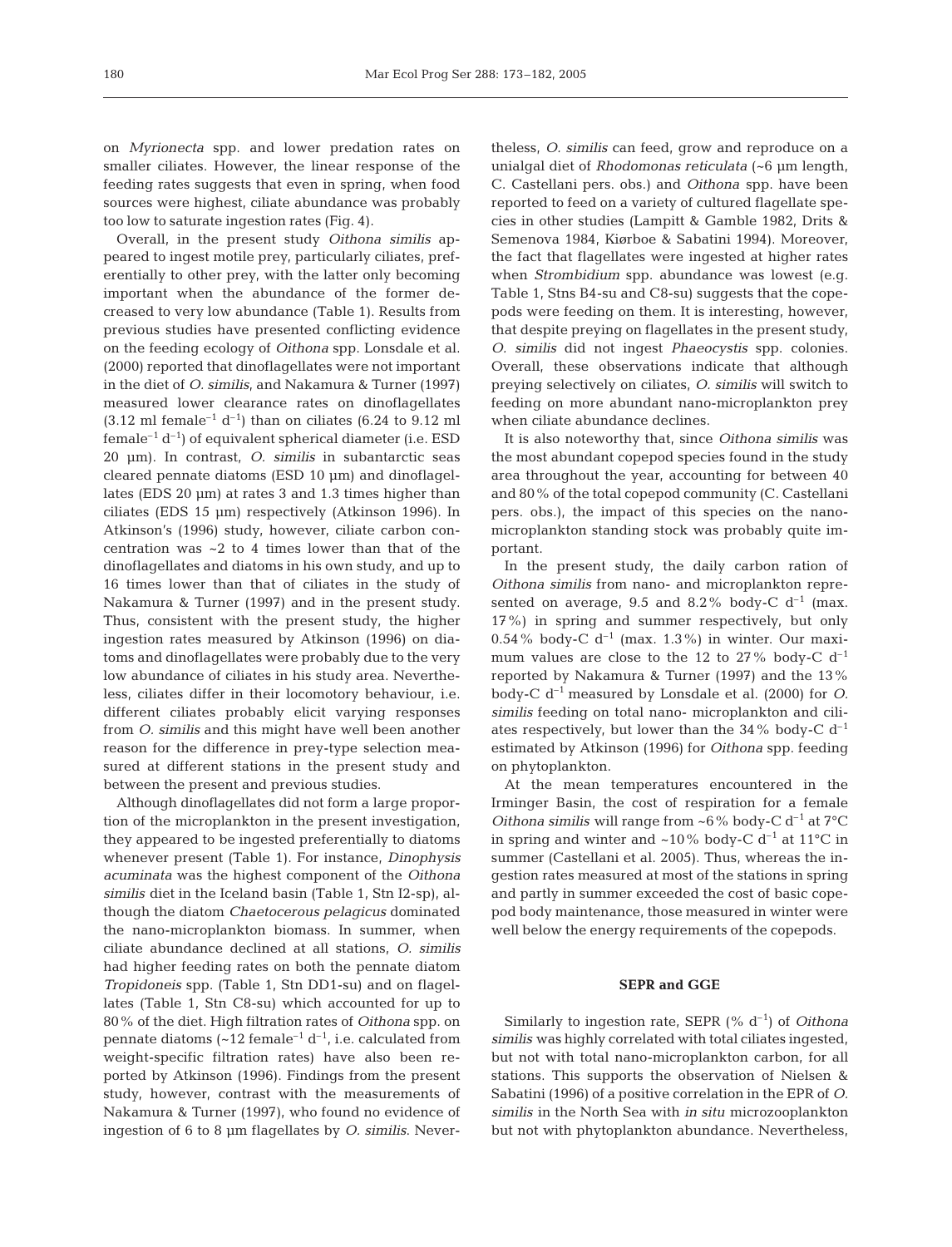on *Myrionecta* spp. and lower predation rates on smaller ciliates. However, the linear response of the feeding rates suggests that even in spring, when food sources were highest, ciliate abundance was probably too low to saturate ingestion rates (Fig. 4).

Overall, in the present study *Oithona similis* appeared to ingest motile prey, particularly ciliates, preferentially to other prey, with the latter only becoming important when the abundance of the former decreased to very low abundance (Table 1). Results from previous studies have presented conflicting evidence on the feeding ecology of *Oithona* spp. Lonsdale et al. (2000) reported that dinoflagellates were not important in the diet of *O. similis*, and Nakamura & Turner (1997) measured lower clearance rates on dinoflagellates (3.12 ml female$^{-1}$ d$^{-1}$) than on ciliates (6.24 to 9.12 ml female$^{-1}$ d$^{-1}$) of equivalent spherical diameter (i.e. ESD 20 µm). In contrast, *O. similis* in subantarctic seas cleared pennate diatoms (ESD 10 µm) and dinoflagellates (EDS 20 µm) at rates 3 and 1.3 times higher than ciliates (EDS 15 µm) respectively (Atkinson 1996). In Atkinson's (1996) study, however, ciliate carbon concentration was ~2 to 4 times lower than that of the dinoflagellates and diatoms in his own study, and up to 16 times lower than that of ciliates in the study of Nakamura & Turner (1997) and in the present study. Thus, consistent with the present study, the higher ingestion rates measured by Atkinson (1996) on diatoms and dinoflagellates were probably due to the very low abundance of ciliates in his study area. Nevertheless, ciliates differ in their locomotory behaviour, i.e. different ciliates probably elicit varying responses from *O. similis* and this might have well been another reason for the difference in prey-type selection measured at different stations in the present study and between the present and previous studies.

Although dinoflagellates did not form a large proportion of the microplankton in the present investigation, they appeared to be ingested preferentially to diatoms whenever present (Table 1). For instance, *Dinophysis acuminata* was the highest component of the *Oithona similis* diet in the Iceland basin (Table 1, Stn I2-sp), although the diatom *Chaetocerous pelagicus* dominated the nano-microplankton biomass. In summer, when ciliate abundance declined at all stations, *O. similis* had higher feeding rates on both the pennate diatom *Tropidoneis* spp. (Table 1, Stn DD1-su) and on flagellates (Table 1, Stn C8-su) which accounted for up to 80% of the diet. High filtration rates of *Oithona* spp. on pennate diatoms (~12 female$^{-1}$ d$^{-1}$, i.e. calculated from weight-specific filtration rates) have also been reported by Atkinson (1996). Findings from the present study, however, contrast with the measurements of Nakamura & Turner (1997), who found no evidence of ingestion of 6 to 8 µm flagellates by *O. similis*. Nevertheless, *O. similis* can feed, grow and reproduce on a unialgal diet of *Rhodomonas reticulata* (~6 µm length, C. Castellani pers. obs.) and *Oithona* spp. have been reported to feed on a variety of cultured flagellate species in other studies (Lampitt & Gamble 1982, Drits & Semenova 1984, Kiørboe & Sabatini 1994). Moreover, the fact that flagellates were ingested at higher rates when *Strombidium* spp. abundance was lowest (e.g. Table 1, Stns B4-su and C8-su) suggests that the copepods were feeding on them. It is interesting, however, that despite preying on flagellates in the present study, *O. similis* did not ingest *Phaeocystis* spp. colonies. Overall, these observations indicate that although preying selectively on ciliates, *O. similis* will switch to feeding on more abundant nano-microplankton prey when ciliate abundance declines.

It is also noteworthy that, since *Oithona similis* was the most abundant copepod species found in the study area throughout the year, accounting for between 40 and 80% of the total copepod community (C. Castellani pers. obs.), the impact of this species on the nano-microplankton standing stock was probably quite important.

In the present study, the daily carbon ration of *Oithona similis* from nano- and microplankton represented on average, 9.5 and 8.2% body-C d$^{-1}$ (max. 17%) in spring and summer respectively, but only 0.54% body-C d$^{-1}$ (max. 1.3%) in winter. Our maximum values are close to the 12 to 27% body-C d$^{-1}$ reported by Nakamura & Turner (1997) and the 13% body-C d$^{-1}$ measured by Lonsdale et al. (2000) for *O. similis* feeding on total nano- microplankton and ciliates respectively, but lower than the 34% body-C d$^{-1}$ estimated by Atkinson (1996) for *Oithona* spp. feeding on phytoplankton.

At the mean temperatures encountered in the Irminger Basin, the cost of respiration for a female *Oithona similis* will range from ~6% body-C d$^{-1}$ at 7°C in spring and winter and ~10% body-C d$^{-1}$ at 11°C in summer (Castellani et al. 2005). Thus, whereas the ingestion rates measured at most of the stations in spring and partly in summer exceeded the cost of basic copepod body maintenance, those measured in winter were well below the energy requirements of the copepods.

## SEPR and GGE

Similarly to ingestion rate, SEPR (% d$^{-1}$) of *Oithona similis* was highly correlated with total ciliates ingested, but not with total nano-microplankton carbon, for all stations. This supports the observation of Nielsen & Sabatini (1996) of a positive correlation in the EPR of *O. similis* in the North Sea with *in situ* microzooplankton but not with phytoplankton abundance. Nevertheless,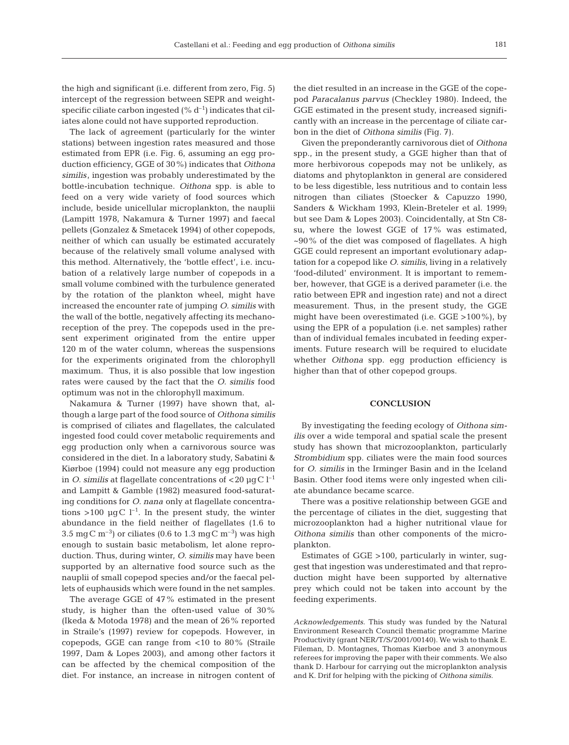the high and significant (i.e. different from zero, Fig. 5) intercept of the regression between SEPR and weight-specific ciliate carbon ingested (% $d^{-1}$) indicates that ciliates alone could not have supported reproduction.

The lack of agreement (particularly for the winter stations) between ingestion rates measured and those estimated from EPR (i.e. Fig. 6, assuming an egg production efficiency, GGE of 30%) indicates that *Oithona similis*, ingestion was probably underestimated by the bottle-incubation technique. *Oithona* spp. is able to feed on a very wide variety of food sources which include, beside unicellular microplankton, the nauplii (Lampitt 1978, Nakamura & Turner 1997) and faecal pellets (Gonzalez & Smetacek 1994) of other copepods, neither of which can usually be estimated accurately because of the relatively small volume analysed with this method. Alternatively, the 'bottle effect', i.e. incubation of a relatively large number of copepods in a small volume combined with the turbulence generated by the rotation of the plankton wheel, might have increased the encounter rate of jumping *O. similis* with the wall of the bottle, negatively affecting its mechanoreception of the prey. The copepods used in the present experiment originated from the entire upper 120 m of the water column, whereas the suspensions for the experiments originated from the chlorophyll maximum. Thus, it is also possible that low ingestion rates were caused by the fact that the *O. similis* food optimum was not in the chlorophyll maximum.

Nakamura & Turner (1997) have shown that, although a large part of the food source of *Oithona similis* is comprised of ciliates and flagellates, the calculated ingested food could cover metabolic requirements and egg production only when a carnivorous source was considered in the diet. In a laboratory study, Sabatini & Kiørboe (1994) could not measure any egg production in *O. similis* at flagellate concentrations of <20 µgC $l^{-1}$ and Lampitt & Gamble (1982) measured food-saturating conditions for *O. nana* only at flagellate concentrations >100 µgC $l^{-1}$. In the present study, the winter abundance in the field neither of flagellates (1.6 to 3.5 mgC $m^{-3}$) or ciliates (0.6 to 1.3 mgC $m^{-3}$) was high enough to sustain basic metabolism, let alone reproduction. Thus, during winter, *O. similis* may have been supported by an alternative food source such as the nauplii of small copepod species and/or the faecal pellets of euphausids which were found in the net samples.

The average GGE of 47% estimated in the present study, is higher than the often-used value of 30% (Ikeda & Motoda 1978) and the mean of 26% reported in Straile's (1997) review for copepods. However, in copepods, GGE can range from <10 to 80% (Straile 1997, Dam & Lopes 2003), and among other factors it can be affected by the chemical composition of the diet. For instance, an increase in nitrogen content of the diet resulted in an increase in the GGE of the copepod *Paracalanus parvus* (Checkley 1980). Indeed, the GGE estimated in the present study, increased significantly with an increase in the percentage of ciliate carbon in the diet of *Oithona similis* (Fig. 7).

Given the preponderantly carnivorous diet of *Oithona* spp., in the present study, a GGE higher than that of more herbivorous copepods may not be unlikely, as diatoms and phytoplankton in general are considered to be less digestible, less nutritious and to contain less nitrogen than ciliates (Stoecker & Capuzzo 1990, Sanders & Wickham 1993, Klein-Breteler et al. 1999; but see Dam & Lopes 2003). Coincidentally, at Stn C8-su, where the lowest GGE of 17% was estimated, ~90% of the diet was composed of flagellates. A high GGE could represent an important evolutionary adaptation for a copepod like *O. similis*, living in a relatively 'food-diluted' environment. It is important to remember, however, that GGE is a derived parameter (i.e. the ratio between EPR and ingestion rate) and not a direct measurement. Thus, in the present study, the GGE might have been overestimated (i.e. GGE >100%), by using the EPR of a population (i.e. net samples) rather than of individual females incubated in feeding experiments. Future research will be required to elucidate whether *Oithona* spp. egg production efficiency is higher than that of other copepod groups.

## CONCLUSION

By investigating the feeding ecology of *Oithona similis* over a wide temporal and spatial scale the present study has shown that microzooplankton, particularly *Strombidium* spp. ciliates were the main food sources for *O. similis* in the Irminger Basin and in the Iceland Basin. Other food items were only ingested when ciliate abundance became scarce.

There was a positive relationship between GGE and the percentage of ciliates in the diet, suggesting that microzooplankton had a higher nutritional vlaue for *Oithona similis* than other components of the microplankton.

Estimates of GGE >100, particularly in winter, suggest that ingestion was underestimated and that reproduction might have been supported by alternative prey which could not be taken into account by the feeding experiments.

*Acknowledgements*. This study was funded by the Natural Environment Research Council thematic programme Marine Productivity (grant NER/T/S/2001/00140). We wish to thank E. Fileman, D. Montagnes, Thomas Kiørboe and 3 anonymous referees for improving the paper with their comments. We also thank D. Harbour for carrying out the microplankton analysis and K. Drif for helping with the picking of *Oithona similis*.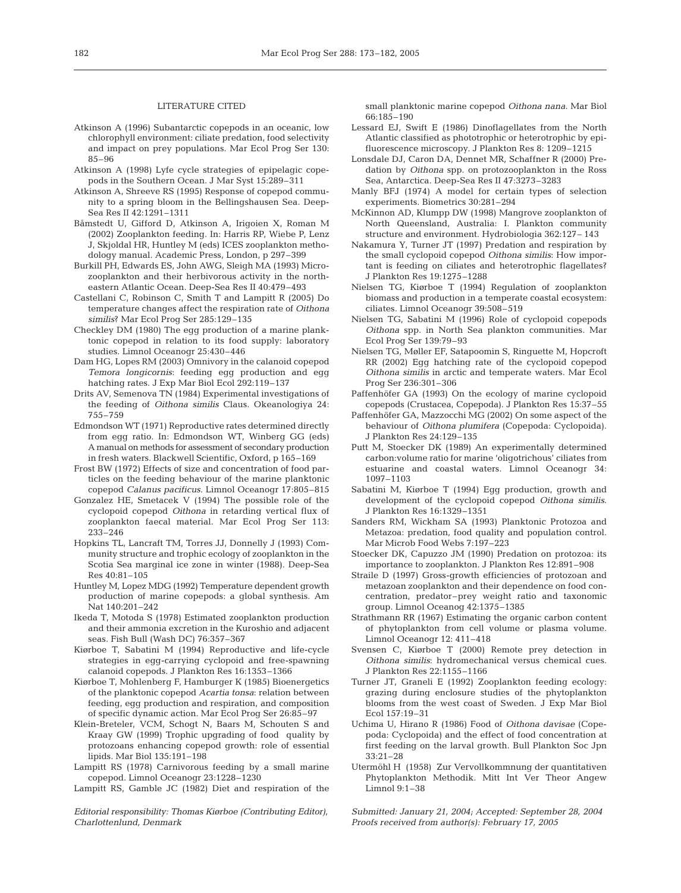## LITERATURE CITED

Atkinson A (1996) Subantarctic copepods in an oceanic, low chlorophyll environment: ciliate predation, food selectivity and impact on prey populations. Mar Ecol Prog Ser 130: 85–96

Atkinson A (1998) Lyfe cycle strategies of epipelagic copepods in the Southern Ocean. J Mar Syst 15:289–311

Atkinson A, Shreeve RS (1995) Response of copepod community to a spring bloom in the Bellingshausen Sea. Deep-Sea Res II 42:1291–1311

Båmstedt U, Gifford D, Atkinson A, Irigoien X, Roman M (2002) Zooplankton feeding. In: Harris RP, Wiebe P, Lenz J, Skjoldal HR, Huntley M (eds) ICES zooplankton methodology manual. Academic Press, London, p 297–399

Burkill PH, Edwards ES, John AWG, Sleigh MA (1993) Microzooplankton and their herbivorous activity in the northeastern Atlantic Ocean. Deep-Sea Res II 40:479–493

Castellani C, Robinson C, Smith T and Lampitt R (2005) Do temperature changes affect the respiration rate of *Oithona similis*? Mar Ecol Prog Ser 285:129–135

Checkley DM (1980) The egg production of a marine planktonic copepod in relation to its food supply: laboratory studies. Limnol Oceanogr 25:430–446

Dam HG, Lopes RM (2003) Omnivory in the calanoid copepod *Temora longicornis*: feeding egg production and egg hatching rates. J Exp Mar Biol Ecol 292:119–137

Drits AV, Semenova TN (1984) Experimental investigations of the feeding of *Oithona similis* Claus. Okeanologiya 24: 755–759

Edmondson WT (1971) Reproductive rates determined directly from egg ratio. In: Edmondson WT, Winberg GG (eds) A manual on methods for assessment of secondary production in fresh waters. Blackwell Scientific, Oxford, p 165–169

Frost BW (1972) Effects of size and concentration of food particles on the feeding behaviour of the marine planktonic copepod *Calanus pacificus*. Limnol Oceanogr 17:805–815

Gonzalez HE, Smetacek V (1994) The possible role of the cyclopoid copepod *Oithona* in retarding vertical flux of zooplankton faecal material. Mar Ecol Prog Ser 113: 233–246

Hopkins TL, Lancraft TM, Torres JJ, Donnelly J (1993) Community structure and trophic ecology of zooplankton in the Scotia Sea marginal ice zone in winter (1988). Deep-Sea Res 40:81–105

Huntley M, Lopez MDG (1992) Temperature dependent growth production of marine copepods: a global synthesis. Am Nat 140:201–242

Ikeda T, Motoda S (1978) Estimated zooplankton production and their ammonia excretion in the Kuroshio and adjacent seas. Fish Bull (Wash DC) 76:357–367

Kiørboe T, Sabatini M (1994) Reproductive and life-cycle strategies in egg-carrying cyclopoid and free-spawning calanoid copepods. J Plankton Res 16:1353–1366

Kiørboe T, Mohlenberg F, Hamburger K (1985) Bioenergetics of the planktonic copepod *Acartia tonsa*: relation between feeding, egg production and respiration, and composition of specific dynamic action. Mar Ecol Prog Ser 26:85–97

Klein-Breteler, VCM, Schogt N, Baars M, Schouten S and Kraay GW (1999) Trophic upgrading of food quality by protozoans enhancing copepod growth: role of essential lipids. Mar Biol 135:191–198

Lampitt RS (1978) Carnivorous feeding by a small marine copepod. Limnol Oceanogr 23:1228–1230

Lampitt RS, Gamble JC (1982) Diet and respiration of the small planktonic marine copepod *Oithona nana*. Mar Biol 66:185–190

Lessard EJ, Swift E (1986) Dinoflagellates from the North Atlantic classified as phototrophic or heterotrophic by epifluorescence microscopy. J Plankton Res 8: 1209–1215

Lonsdale DJ, Caron DA, Dennet MR, Schaffner R (2000) Predation by *Oithona* spp. on protozooplankton in the Ross Sea, Antarctica. Deep-Sea Res II 47:3273–3283

Manly BFJ (1974) A model for certain types of selection experiments. Biometrics 30:281–294

McKinnon AD, Klumpp DW (1998) Mangrove zooplankton of North Queensland, Australia: I. Plankton community structure and environment. Hydrobiologia 362:127– 143

Nakamura Y, Turner JT (1997) Predation and respiration by the small cyclopoid copepod *Oithona similis*: How important is feeding on ciliates and heterotrophic flagellates? J Plankton Res 19:1275–1288

Nielsen TG, Kiørboe T (1994) Regulation of zooplankton biomass and production in a temperate coastal ecosystem: ciliates. Limnol Oceanogr 39:508–519

Nielsen TG, Sabatini M (1996) Role of cyclopoid copepods *Oithona* spp. in North Sea plankton communities. Mar Ecol Prog Ser 139:79–93

Nielsen TG, Møller EF, Satapoomin S, Ringuette M, Hopcroft RR (2002) Egg hatching rate of the cyclopoid copepod *Oithona similis* in arctic and temperate waters. Mar Ecol Prog Ser 236:301–306

Paffenhöfer GA (1993) On the ecology of marine cyclopoid copepods (Crustacea, Copepoda). J Plankton Res 15:37–55

Paffenhöfer GA, Mazzocchi MG (2002) On some aspect of the behaviour of *Oithona plumifera* (Copepoda: Cyclopoida). J Plankton Res 24:129–135

Putt M, Stoecker DK (1989) An experimentally determined carbon:volume ratio for marine 'oligotrichous' ciliates from estuarine and coastal waters. Limnol Oceanogr 34: 1097–1103

Sabatini M, Kiørboe T (1994) Egg production, growth and development of the cyclopoid copepod *Oithona similis*. J Plankton Res 16:1329–1351

Sanders RM, Wickham SA (1993) Planktonic Protozoa and Metazoa: predation, food quality and population control. Mar Microb Food Webs 7:197–223

Stoecker DK, Capuzzo JM (1990) Predation on protozoa: its importance to zooplankton. J Plankton Res 12:891–908

Straile D (1997) Gross-growth efficiencies of protozoan and metazoan zooplankton and their dependence on food concentration, predator–prey weight ratio and taxonomic group. Limnol Oceanog 42:1375–1385

Strathmann RR (1967) Estimating the organic carbon content of phytoplankton from cell volume or plasma volume. Limnol Oceanogr 12: 411–418

Svensen C, Kiørboe T (2000) Remote prey detection in *Oithona similis*: hydromechanical versus chemical cues. J Plankton Res 22:1155–1166

Turner JT, Graneli E (1992) Zooplankton feeding ecology: grazing during enclosure studies of the phytoplankton blooms from the west coast of Sweden. J Exp Mar Biol Ecol 157:19–31

Uchima U, Hirano R (1986) Food of *Oithona davisae* (Copepoda: Cyclopoida) and the effect of food concentration at first feeding on the larval growth. Bull Plankton Soc Jpn 33:21–28

Utermöhl H (1958) Zur Vervollkommnung der quantitativen Phytoplankton Methodik. Mitt Int Ver Theor Angew Limnol 9:1–38

*Editorial responsibility: Thomas Kiørboe (Contributing Editor), Charlottenlund, Denmark*

*Submitted: January 21, 2004; Accepted: September 28, 2004*
*Proofs received from author(s): February 17, 2005*